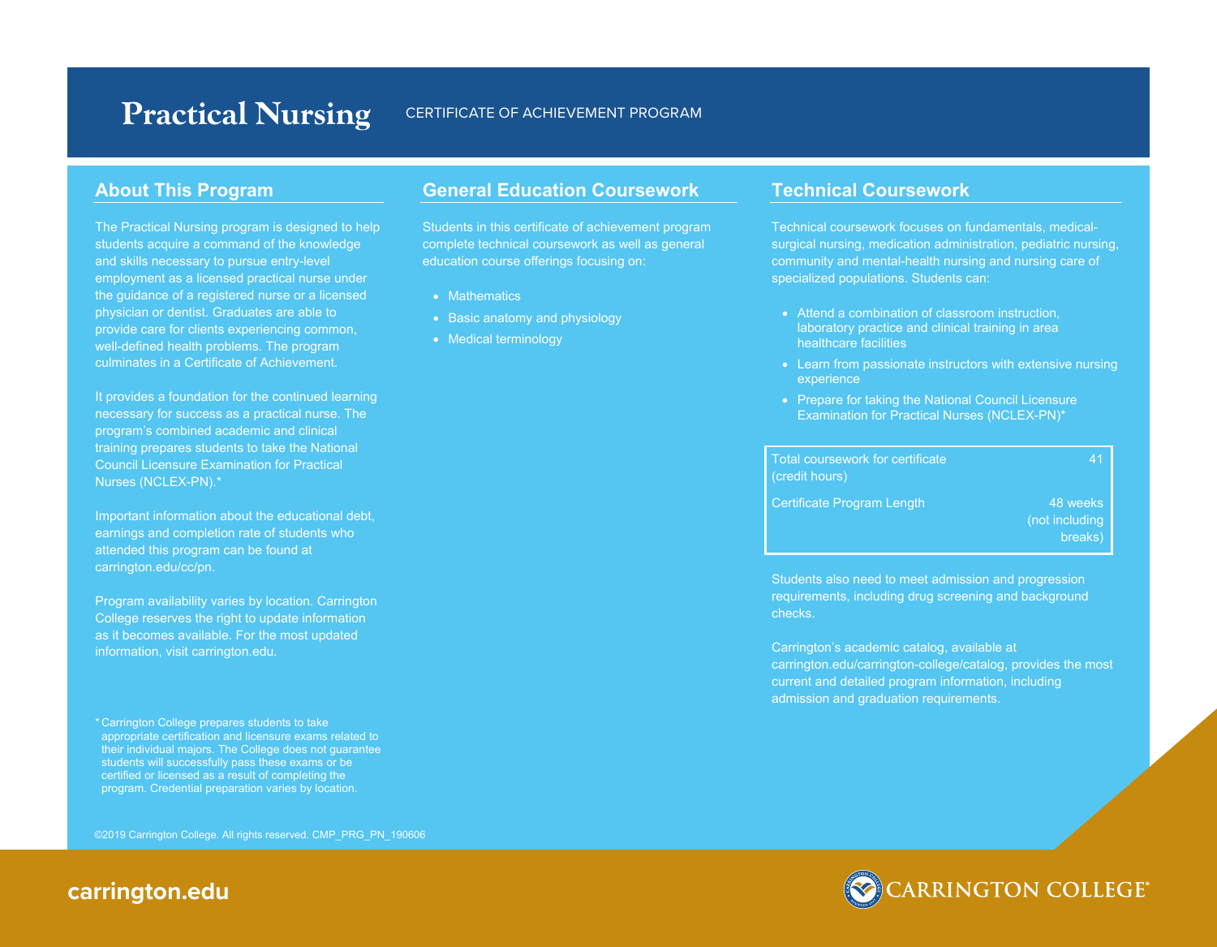# Practical Nursing

CERTIFICATE OF ACHIEVEMENT PROGRAM

## About This Program

The Practical Nursing program is designed to help students acquire a command of the knowledge and skills necessary to pursue entry-level employment as a licensed practical nurse under the guidance of a registered nurse or a licensed physician or dentist. Graduates are able to provide care for clients experiencing common, well-defined health problems. The program culminates in a Certificate of Achievement.

It provides a foundation for the continued learning necessary for success as a practical nurse. The program's combined academic and clinical training prepares students to take the National Council Licensure Examination for Practical Nurses (NCLEX-PN).*

Important information about the educational debt, earnings and completion rate of students who attended this program can be found at carrington.edu/cc/pn.

Program availability varies by location. Carrington College reserves the right to update information as it becomes available. For the most updated information, visit carrington.edu.

* Carrington College prepares students to take appropriate certification and licensure exams related to their individual majors. The College does not guarantee students will successfully pass these exams or be certified or licensed as a result of completing the program. Credential preparation varies by location.

## General Education Coursework

Students in this certificate of achievement program complete technical coursework as well as general education course offerings focusing on:

- Mathematics
- Basic anatomy and physiology
- Medical terminology

## Technical Coursework

Technical coursework focuses on fundamentals, medical-surgical nursing, medication administration, pediatric nursing, community and mental-health nursing and nursing care of specialized populations. Students can:

- Attend a combination of classroom instruction, laboratory practice and clinical training in area healthcare facilities
- Learn from passionate instructors with extensive nursing experience
- Prepare for taking the National Council Licensure Examination for Practical Nurses (NCLEX-PN)*

| | |
|---|---|
| Total coursework for certificate (credit hours) | 41 |
| Certificate Program Length | 48 weeks (not including breaks) |

Students also need to meet admission and progression requirements, including drug screening and background checks.

Carrington's academic catalog, available at carrington.edu/carrington-college/catalog, provides the most current and detailed program information, including admission and graduation requirements.

©2019 Carrington College. All rights reserved. CMP_PRG_PN_190606

carrington.edu

CARRINGTON COLLEGE®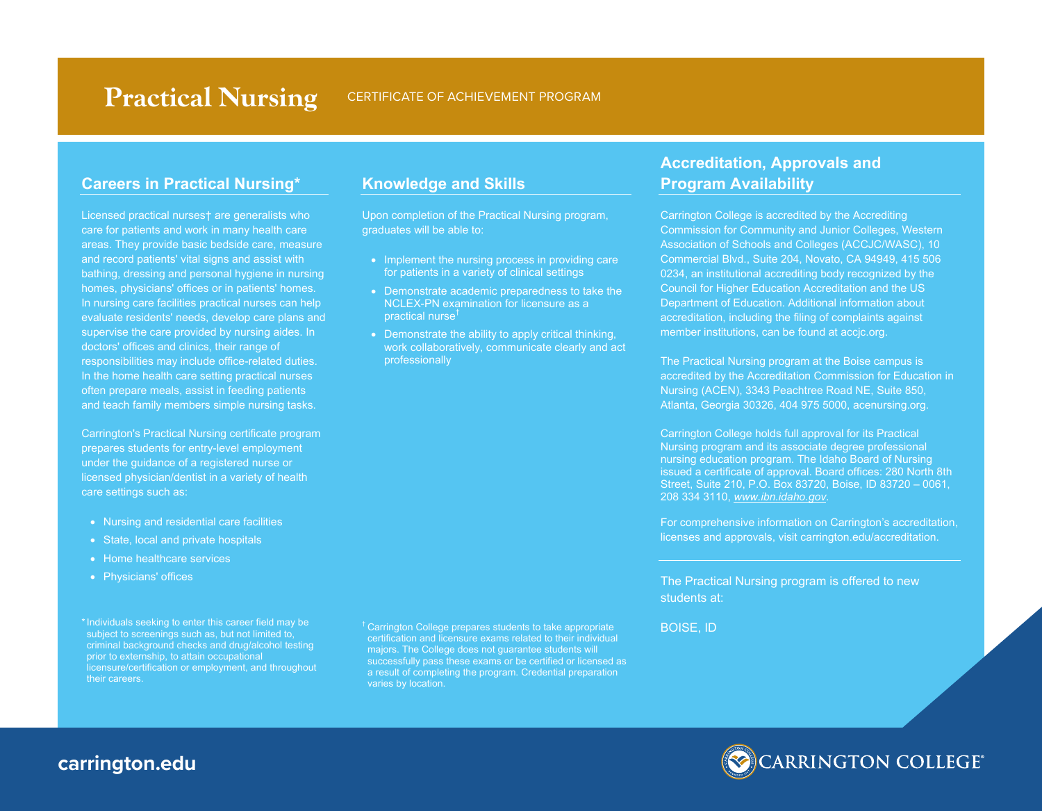# Practical Nursing

CERTIFICATE OF ACHIEVEMENT PROGRAM

## Careers in Practical Nursing*

Licensed practical nurses† are generalists who care for patients and work in many health care areas. They provide basic bedside care, measure and record patients' vital signs and assist with bathing, dressing and personal hygiene in nursing homes, physicians' offices or in patients' homes. In nursing care facilities practical nurses can help evaluate residents' needs, develop care plans and supervise the care provided by nursing aides. In doctors' offices and clinics, their range of responsibilities may include office-related duties. In the home health care setting practical nurses often prepare meals, assist in feeding patients and teach family members simple nursing tasks.

Carrington's Practical Nursing certificate program prepares students for entry-level employment under the guidance of a registered nurse or licensed physician/dentist in a variety of health care settings such as:

- Nursing and residential care facilities
- State, local and private hospitals
- Home healthcare services
- Physicians' offices

*Individuals seeking to enter this career field may be subject to screenings such as, but not limited to, criminal background checks and drug/alcohol testing prior to externship, to attain occupational licensure/certification or employment, and throughout their careers.

## Knowledge and Skills

Upon completion of the Practical Nursing program, graduates will be able to:

- Implement the nursing process in providing care for patients in a variety of clinical settings
- Demonstrate academic preparedness to take the NCLEX-PN examination for licensure as a practical nurse†
- Demonstrate the ability to apply critical thinking, work collaboratively, communicate clearly and act professionally

† Carrington College prepares students to take appropriate certification and licensure exams related to their individual majors. The College does not guarantee students will successfully pass these exams or be certified or licensed as a result of completing the program. Credential preparation varies by location.

## Accreditation, Approvals and Program Availability

Carrington College is accredited by the Accrediting Commission for Community and Junior Colleges, Western Association of Schools and Colleges (ACCJC/WASC), 10 Commercial Blvd., Suite 204, Novato, CA 94949, 415 506 0234, an institutional accrediting body recognized by the Council for Higher Education Accreditation and the US Department of Education. Additional information about accreditation, including the filing of complaints against member institutions, can be found at accjc.org.

The Practical Nursing program at the Boise campus is accredited by the Accreditation Commission for Education in Nursing (ACEN), 3343 Peachtree Road NE, Suite 850, Atlanta, Georgia 30326, 404 975 5000, acenursing.org.

Carrington College holds full approval for its Practical Nursing program and its associate degree professional nursing education program. The Idaho Board of Nursing issued a certificate of approval. Board offices: 280 North 8th Street, Suite 210, P.O. Box 83720, Boise, ID 83720 – 0061, 208 334 3110, *www.ibn.idaho.gov*.

For comprehensive information on Carrington's accreditation, licenses and approvals, visit carrington.edu/accreditation.

The Practical Nursing program is offered to new students at:

BOISE, ID

carrington.edu

CARRINGTON COLLEGE®